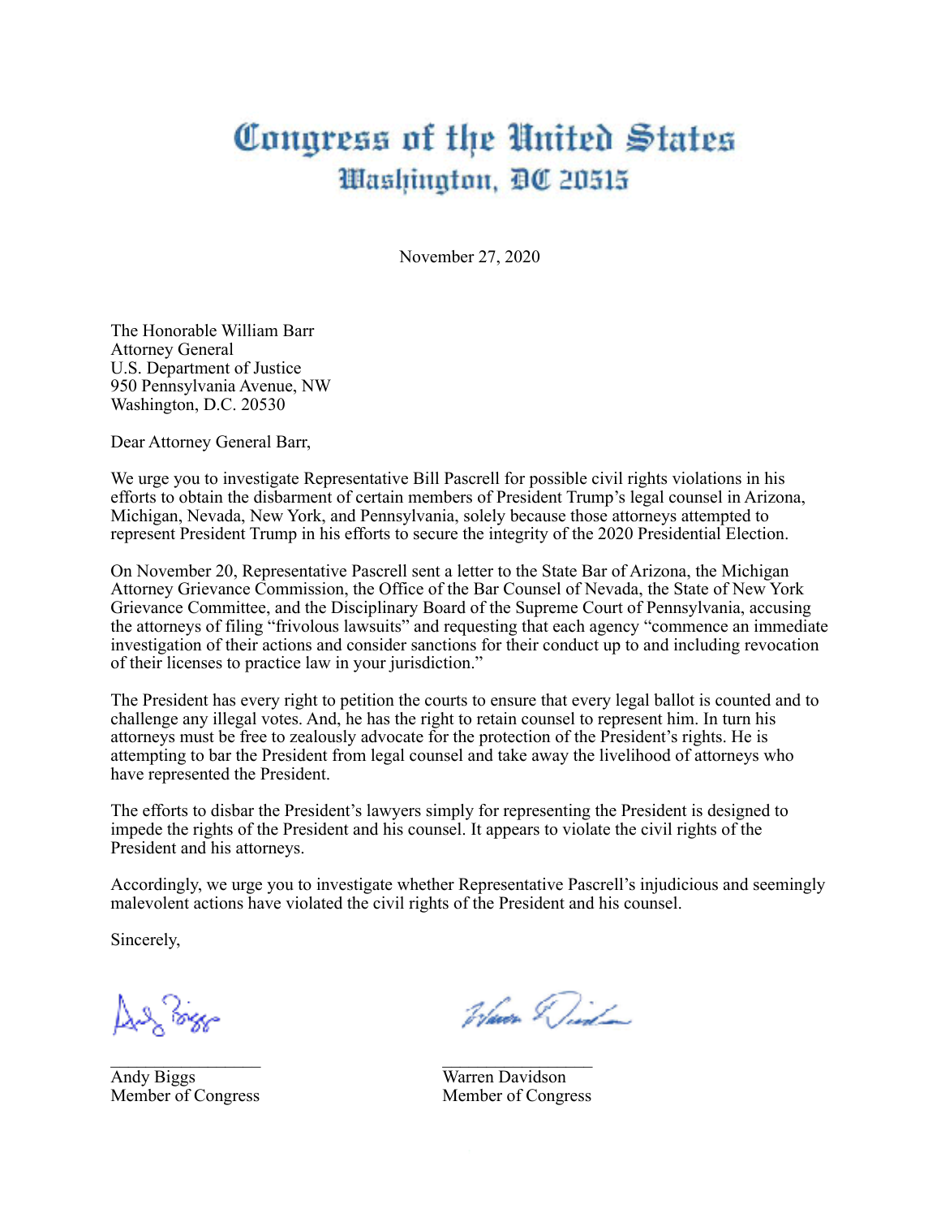# Congress of the United States
## Washington, DC 20515

November 27, 2020

The Honorable William Barr
Attorney General
U.S. Department of Justice
950 Pennsylvania Avenue, NW
Washington, D.C. 20530

Dear Attorney General Barr,

We urge you to investigate Representative Bill Pascrell for possible civil rights violations in his efforts to obtain the disbarment of certain members of President Trump's legal counsel in Arizona, Michigan, Nevada, New York, and Pennsylvania, solely because those attorneys attempted to represent President Trump in his efforts to secure the integrity of the 2020 Presidential Election.

On November 20, Representative Pascrell sent a letter to the State Bar of Arizona, the Michigan Attorney Grievance Commission, the Office of the Bar Counsel of Nevada, the State of New York Grievance Committee, and the Disciplinary Board of the Supreme Court of Pennsylvania, accusing the attorneys of filing "frivolous lawsuits" and requesting that each agency "commence an immediate investigation of their actions and consider sanctions for their conduct up to and including revocation of their licenses to practice law in your jurisdiction."

The President has every right to petition the courts to ensure that every legal ballot is counted and to challenge any illegal votes. And, he has the right to retain counsel to represent him. In turn his attorneys must be free to zealously advocate for the protection of the President's rights. He is attempting to bar the President from legal counsel and take away the livelihood of attorneys who have represented the President.

The efforts to disbar the President's lawyers simply for representing the President is designed to impede the rights of the President and his counsel. It appears to violate the civil rights of the President and his attorneys.

Accordingly, we urge you to investigate whether Representative Pascrell's injudicious and seemingly malevolent actions have violated the civil rights of the President and his counsel.

Sincerely,

Andy Biggs
Member of Congress

Warren Davidson
Member of Congress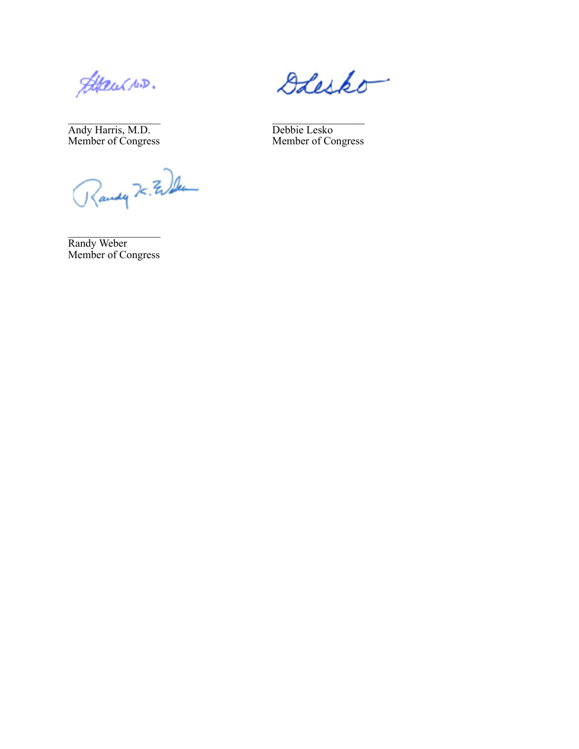\_\_\_\_\_\_\_\_\_\_\_\_\_\_\_\_\_\_
Andy Harris, M.D.
Member of Congress

\_\_\_\_\_\_\_\_\_\_\_\_\_\_\_\_\_\_
Debbie Lesko
Member of Congress

\_\_\_\_\_\_\_\_\_\_\_\_\_\_\_\_\_\_
Randy Weber
Member of Congress